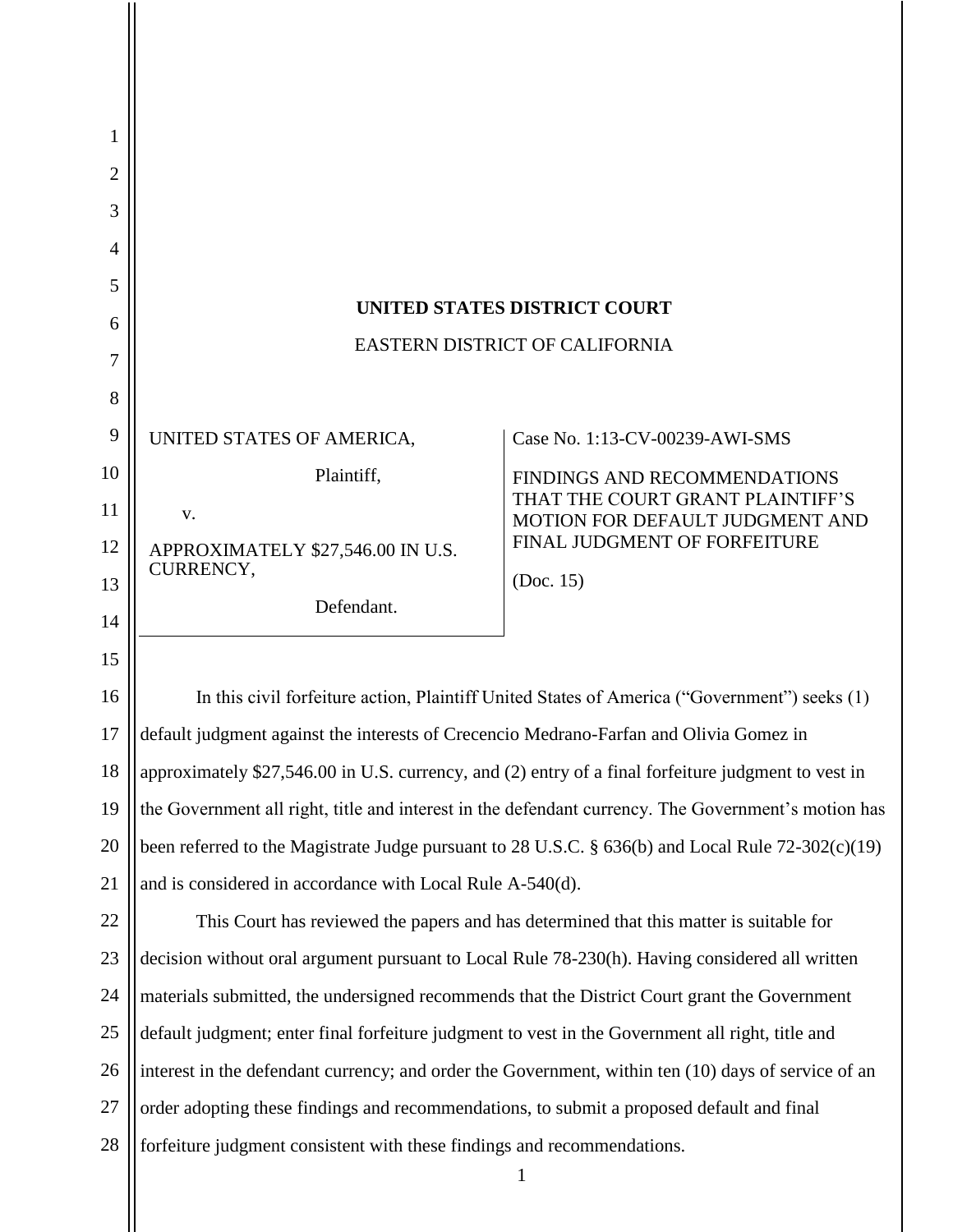# UNITED STATES DISTRICT COURT

EASTERN DISTRICT OF CALIFORNIA

| | |
|---|---|
| UNITED STATES OF AMERICA,<br><br>Plaintiff,<br><br>v.<br><br>APPROXIMATELY $27,546.00 IN U.S. CURRENCY,<br><br>Defendant. | Case No. 1:13-CV-00239-AWI-SMS<br><br>FINDINGS AND RECOMMENDATIONS THAT THE COURT GRANT PLAINTIFF'S MOTION FOR DEFAULT JUDGMENT AND FINAL JUDGMENT OF FORFEITURE<br><br>(Doc. 15) |

In this civil forfeiture action, Plaintiff United States of America ("Government") seeks (1) default judgment against the interests of Crecencio Medrano-Farfan and Olivia Gomez in approximately $27,546.00 in U.S. currency, and (2) entry of a final forfeiture judgment to vest in the Government all right, title and interest in the defendant currency. The Government's motion has been referred to the Magistrate Judge pursuant to 28 U.S.C. § 636(b) and Local Rule 72-302(c)(19) and is considered in accordance with Local Rule A-540(d).

This Court has reviewed the papers and has determined that this matter is suitable for decision without oral argument pursuant to Local Rule 78-230(h). Having considered all written materials submitted, the undersigned recommends that the District Court grant the Government default judgment; enter final forfeiture judgment to vest in the Government all right, title and interest in the defendant currency; and order the Government, within ten (10) days of service of an order adopting these findings and recommendations, to submit a proposed default and final forfeiture judgment consistent with these findings and recommendations.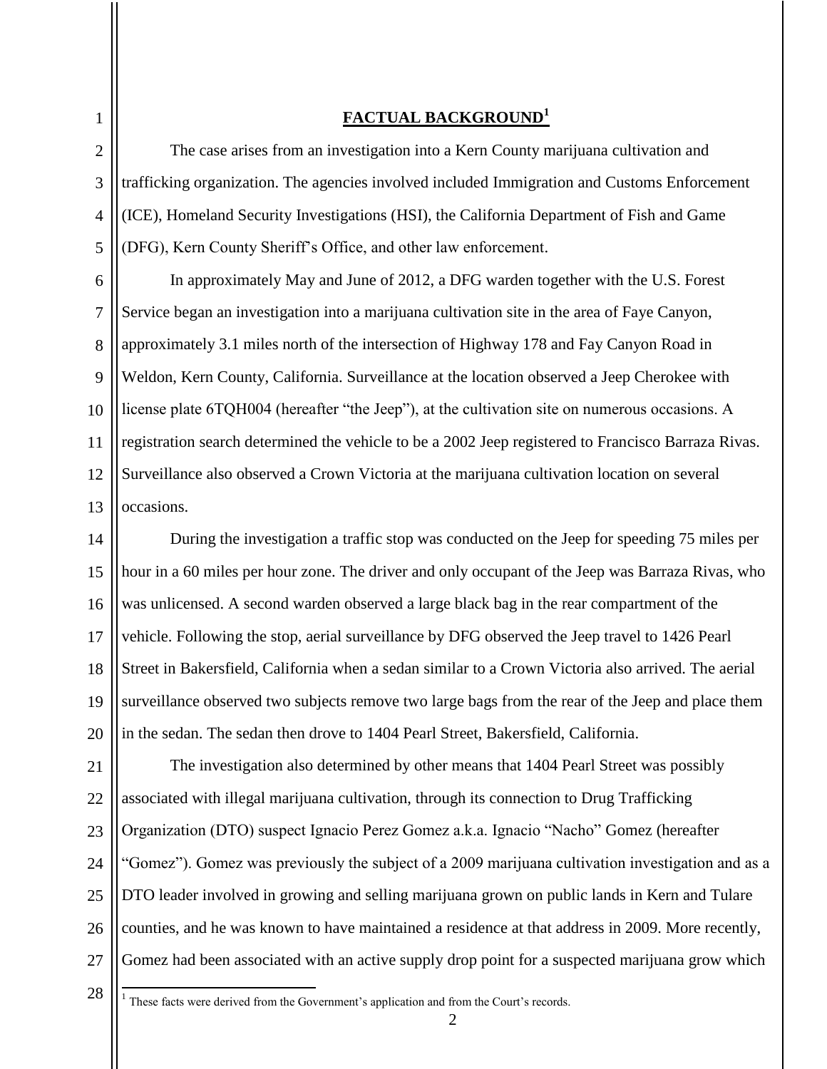## FACTUAL BACKGROUND[1]

The case arises from an investigation into a Kern County marijuana cultivation and trafficking organization. The agencies involved included Immigration and Customs Enforcement (ICE), Homeland Security Investigations (HSI), the California Department of Fish and Game (DFG), Kern County Sheriff's Office, and other law enforcement.

In approximately May and June of 2012, a DFG warden together with the U.S. Forest Service began an investigation into a marijuana cultivation site in the area of Faye Canyon, approximately 3.1 miles north of the intersection of Highway 178 and Fay Canyon Road in Weldon, Kern County, California. Surveillance at the location observed a Jeep Cherokee with license plate 6TQH004 (hereafter "the Jeep"), at the cultivation site on numerous occasions. A registration search determined the vehicle to be a 2002 Jeep registered to Francisco Barraza Rivas. Surveillance also observed a Crown Victoria at the marijuana cultivation location on several occasions.

During the investigation a traffic stop was conducted on the Jeep for speeding 75 miles per hour in a 60 miles per hour zone. The driver and only occupant of the Jeep was Barraza Rivas, who was unlicensed. A second warden observed a large black bag in the rear compartment of the vehicle. Following the stop, aerial surveillance by DFG observed the Jeep travel to 1426 Pearl Street in Bakersfield, California when a sedan similar to a Crown Victoria also arrived. The aerial surveillance observed two subjects remove two large bags from the rear of the Jeep and place them in the sedan. The sedan then drove to 1404 Pearl Street, Bakersfield, California.

The investigation also determined by other means that 1404 Pearl Street was possibly associated with illegal marijuana cultivation, through its connection to Drug Trafficking Organization (DTO) suspect Ignacio Perez Gomez a.k.a. Ignacio "Nacho" Gomez (hereafter "Gomez"). Gomez was previously the subject of a 2009 marijuana cultivation investigation and as a DTO leader involved in growing and selling marijuana grown on public lands in Kern and Tulare counties, and he was known to have maintained a residence at that address in 2009. More recently, Gomez had been associated with an active supply drop point for a suspected marijuana grow which

[1] These facts were derived from the Government's application and from the Court's records.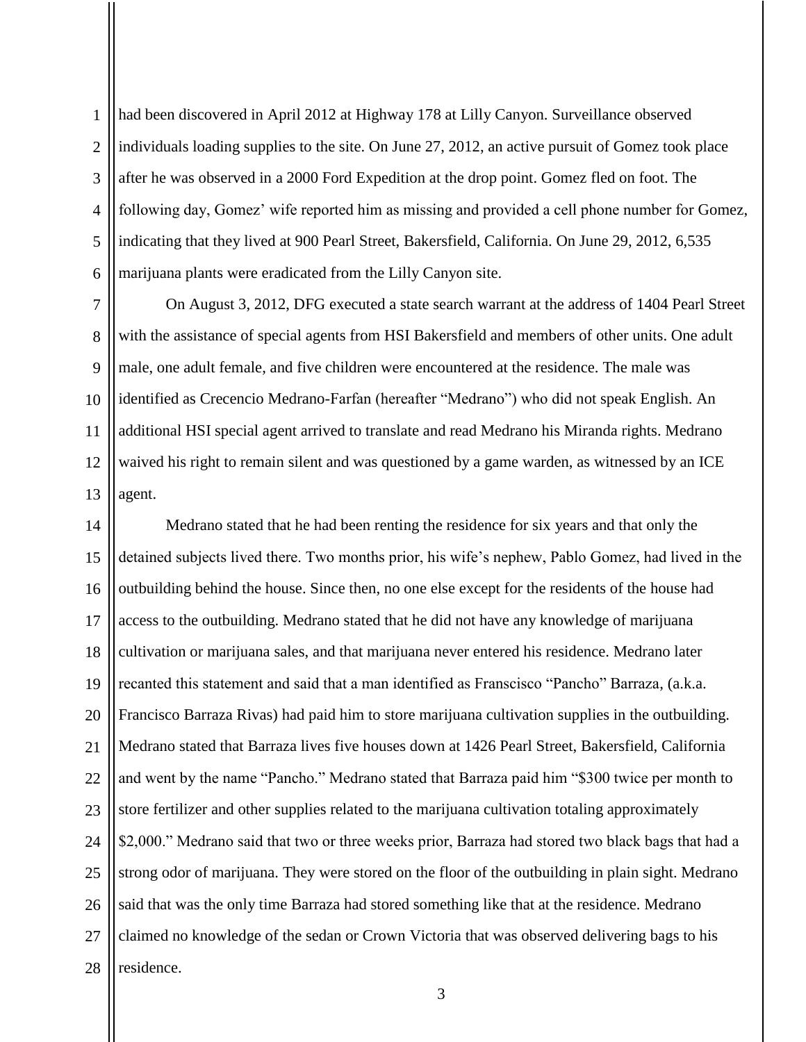had been discovered in April 2012 at Highway 178 at Lilly Canyon. Surveillance observed individuals loading supplies to the site. On June 27, 2012, an active pursuit of Gomez took place after he was observed in a 2000 Ford Expedition at the drop point. Gomez fled on foot. The following day, Gomez' wife reported him as missing and provided a cell phone number for Gomez, indicating that they lived at 900 Pearl Street, Bakersfield, California. On June 29, 2012, 6,535 marijuana plants were eradicated from the Lilly Canyon site.

On August 3, 2012, DFG executed a state search warrant at the address of 1404 Pearl Street with the assistance of special agents from HSI Bakersfield and members of other units. One adult male, one adult female, and five children were encountered at the residence. The male was identified as Crecencio Medrano-Farfan (hereafter "Medrano") who did not speak English. An additional HSI special agent arrived to translate and read Medrano his Miranda rights. Medrano waived his right to remain silent and was questioned by a game warden, as witnessed by an ICE agent.

Medrano stated that he had been renting the residence for six years and that only the detained subjects lived there. Two months prior, his wife's nephew, Pablo Gomez, had lived in the outbuilding behind the house. Since then, no one else except for the residents of the house had access to the outbuilding. Medrano stated that he did not have any knowledge of marijuana cultivation or marijuana sales, and that marijuana never entered his residence. Medrano later recanted this statement and said that a man identified as Franscisco "Pancho" Barraza, (a.k.a. Francisco Barraza Rivas) had paid him to store marijuana cultivation supplies in the outbuilding. Medrano stated that Barraza lives five houses down at 1426 Pearl Street, Bakersfield, California and went by the name "Pancho." Medrano stated that Barraza paid him "$300 twice per month to store fertilizer and other supplies related to the marijuana cultivation totaling approximately $2,000." Medrano said that two or three weeks prior, Barraza had stored two black bags that had a strong odor of marijuana. They were stored on the floor of the outbuilding in plain sight. Medrano said that was the only time Barraza had stored something like that at the residence. Medrano claimed no knowledge of the sedan or Crown Victoria that was observed delivering bags to his residence.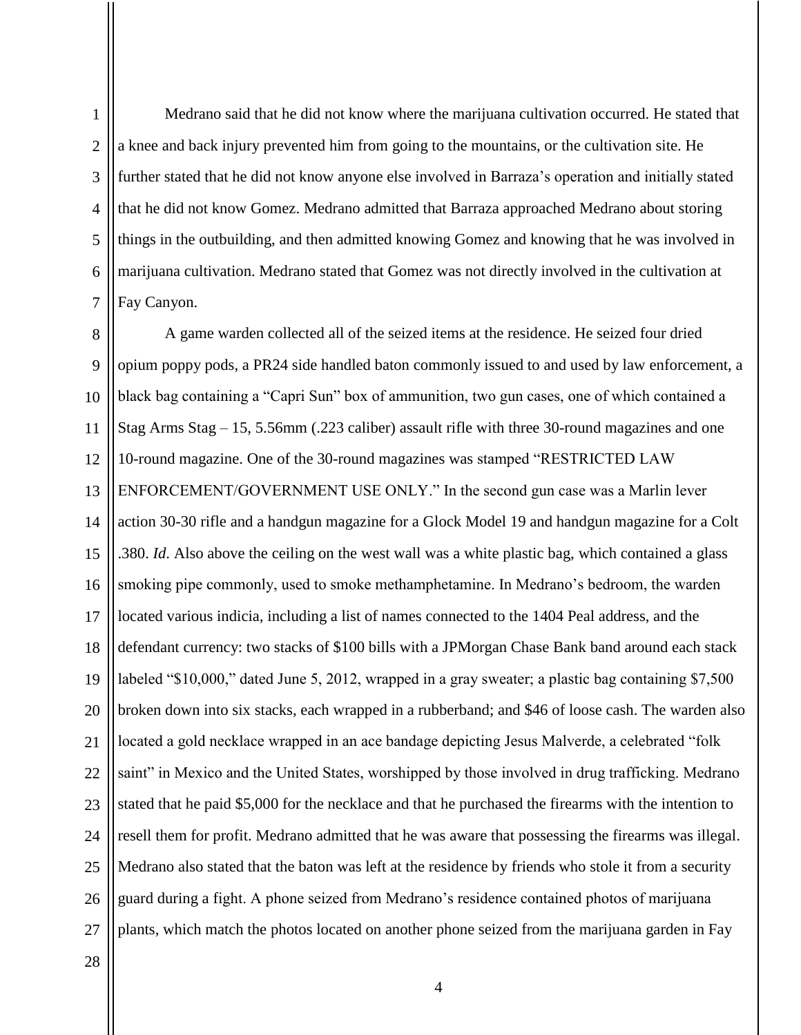Medrano said that he did not know where the marijuana cultivation occurred. He stated that a knee and back injury prevented him from going to the mountains, or the cultivation site. He further stated that he did not know anyone else involved in Barraza's operation and initially stated that he did not know Gomez. Medrano admitted that Barraza approached Medrano about storing things in the outbuilding, and then admitted knowing Gomez and knowing that he was involved in marijuana cultivation. Medrano stated that Gomez was not directly involved in the cultivation at Fay Canyon.

A game warden collected all of the seized items at the residence. He seized four dried opium poppy pods, a PR24 side handled baton commonly issued to and used by law enforcement, a black bag containing a "Capri Sun" box of ammunition, two gun cases, one of which contained a Stag Arms Stag – 15, 5.56mm (.223 caliber) assault rifle with three 30-round magazines and one 10-round magazine. One of the 30-round magazines was stamped "RESTRICTED LAW ENFORCEMENT/GOVERNMENT USE ONLY." In the second gun case was a Marlin lever action 30-30 rifle and a handgun magazine for a Glock Model 19 and handgun magazine for a Colt .380. *Id*. Also above the ceiling on the west wall was a white plastic bag, which contained a glass smoking pipe commonly, used to smoke methamphetamine. In Medrano's bedroom, the warden located various indicia, including a list of names connected to the 1404 Peal address, and the defendant currency: two stacks of $100 bills with a JPMorgan Chase Bank band around each stack labeled "$10,000," dated June 5, 2012, wrapped in a gray sweater; a plastic bag containing $7,500 broken down into six stacks, each wrapped in a rubberband; and $46 of loose cash. The warden also located a gold necklace wrapped in an ace bandage depicting Jesus Malverde, a celebrated "folk saint" in Mexico and the United States, worshipped by those involved in drug trafficking. Medrano stated that he paid $5,000 for the necklace and that he purchased the firearms with the intention to resell them for profit. Medrano admitted that he was aware that possessing the firearms was illegal. Medrano also stated that the baton was left at the residence by friends who stole it from a security guard during a fight. A phone seized from Medrano's residence contained photos of marijuana plants, which match the photos located on another phone seized from the marijuana garden in Fay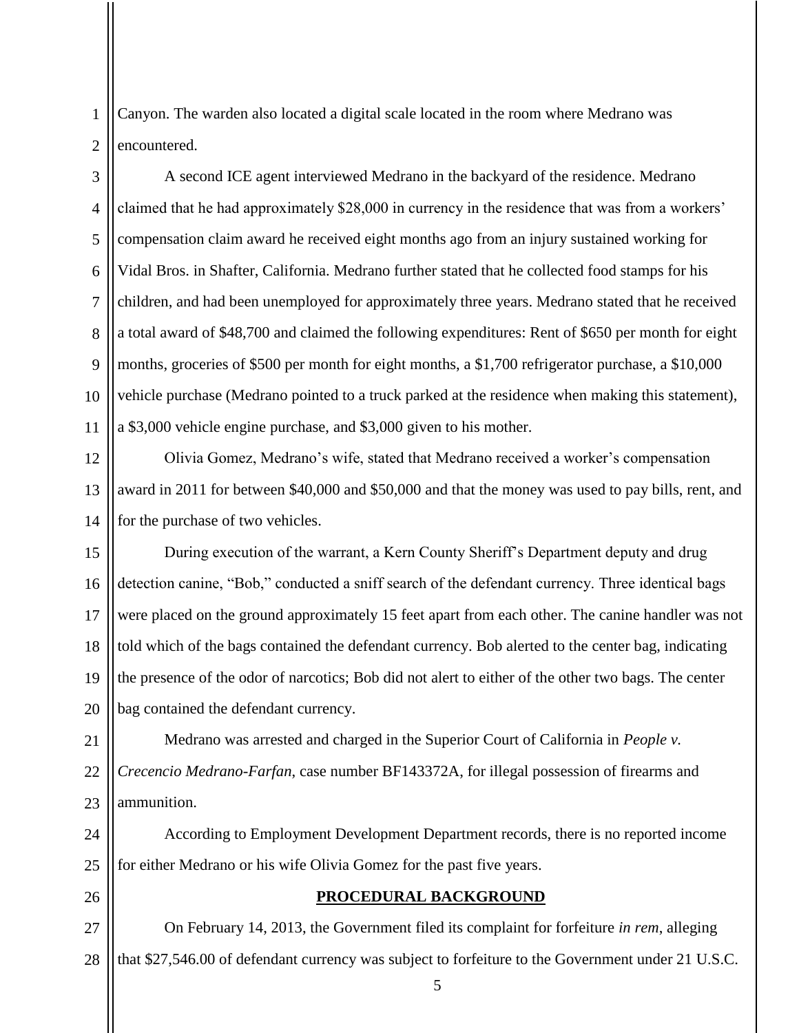Canyon. The warden also located a digital scale located in the room where Medrano was encountered.

A second ICE agent interviewed Medrano in the backyard of the residence. Medrano claimed that he had approximately $28,000 in currency in the residence that was from a workers' compensation claim award he received eight months ago from an injury sustained working for Vidal Bros. in Shafter, California. Medrano further stated that he collected food stamps for his children, and had been unemployed for approximately three years. Medrano stated that he received a total award of $48,700 and claimed the following expenditures: Rent of $650 per month for eight months, groceries of $500 per month for eight months, a $1,700 refrigerator purchase, a $10,000 vehicle purchase (Medrano pointed to a truck parked at the residence when making this statement), a $3,000 vehicle engine purchase, and $3,000 given to his mother.

Olivia Gomez, Medrano's wife, stated that Medrano received a worker's compensation award in 2011 for between $40,000 and $50,000 and that the money was used to pay bills, rent, and for the purchase of two vehicles.

During execution of the warrant, a Kern County Sheriff's Department deputy and drug detection canine, "Bob," conducted a sniff search of the defendant currency. Three identical bags were placed on the ground approximately 15 feet apart from each other. The canine handler was not told which of the bags contained the defendant currency. Bob alerted to the center bag, indicating the presence of the odor of narcotics; Bob did not alert to either of the other two bags. The center bag contained the defendant currency.

Medrano was arrested and charged in the Superior Court of California in *People v. Crecencio Medrano-Farfan*, case number BF143372A, for illegal possession of firearms and ammunition.

According to Employment Development Department records, there is no reported income for either Medrano or his wife Olivia Gomez for the past five years.

**PROCEDURAL BACKGROUND**

On February 14, 2013, the Government filed its complaint for forfeiture *in rem*, alleging that $27,546.00 of defendant currency was subject to forfeiture to the Government under 21 U.S.C.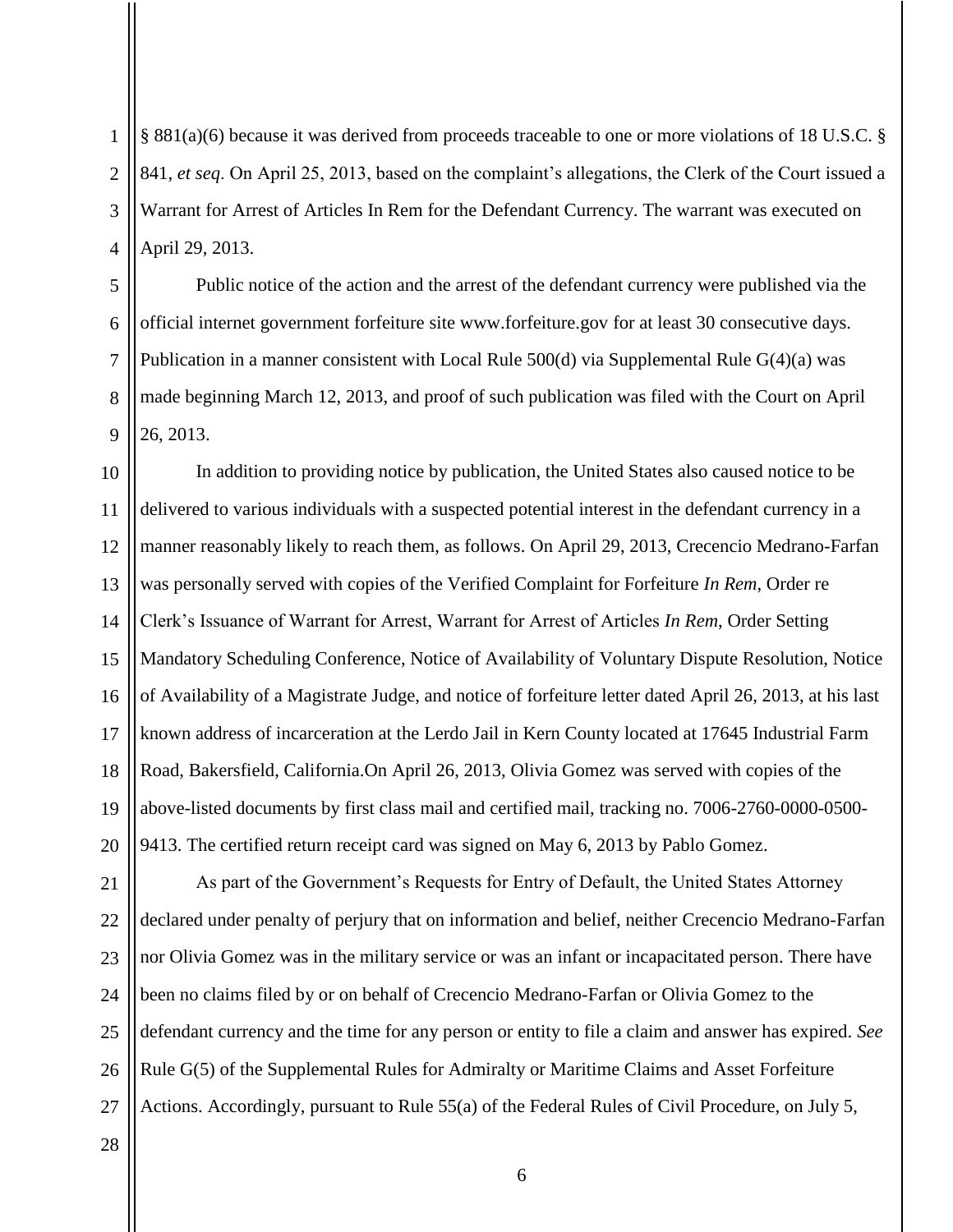§ 881(a)(6) because it was derived from proceeds traceable to one or more violations of 18 U.S.C. § 841, *et seq*. On April 25, 2013, based on the complaint's allegations, the Clerk of the Court issued a Warrant for Arrest of Articles In Rem for the Defendant Currency. The warrant was executed on April 29, 2013.

Public notice of the action and the arrest of the defendant currency were published via the official internet government forfeiture site www.forfeiture.gov for at least 30 consecutive days. Publication in a manner consistent with Local Rule 500(d) via Supplemental Rule G(4)(a) was made beginning March 12, 2013, and proof of such publication was filed with the Court on April 26, 2013.

In addition to providing notice by publication, the United States also caused notice to be delivered to various individuals with a suspected potential interest in the defendant currency in a manner reasonably likely to reach them, as follows. On April 29, 2013, Crecencio Medrano-Farfan was personally served with copies of the Verified Complaint for Forfeiture *In Rem*, Order re Clerk's Issuance of Warrant for Arrest, Warrant for Arrest of Articles *In Rem*, Order Setting Mandatory Scheduling Conference, Notice of Availability of Voluntary Dispute Resolution, Notice of Availability of a Magistrate Judge, and notice of forfeiture letter dated April 26, 2013, at his last known address of incarceration at the Lerdo Jail in Kern County located at 17645 Industrial Farm Road, Bakersfield, California.On April 26, 2013, Olivia Gomez was served with copies of the above-listed documents by first class mail and certified mail, tracking no. 7006-2760-0000-0500-9413. The certified return receipt card was signed on May 6, 2013 by Pablo Gomez.

As part of the Government's Requests for Entry of Default, the United States Attorney declared under penalty of perjury that on information and belief, neither Crecencio Medrano-Farfan nor Olivia Gomez was in the military service or was an infant or incapacitated person. There have been no claims filed by or on behalf of Crecencio Medrano-Farfan or Olivia Gomez to the defendant currency and the time for any person or entity to file a claim and answer has expired. *See* Rule G(5) of the Supplemental Rules for Admiralty or Maritime Claims and Asset Forfeiture Actions. Accordingly, pursuant to Rule 55(a) of the Federal Rules of Civil Procedure, on July 5,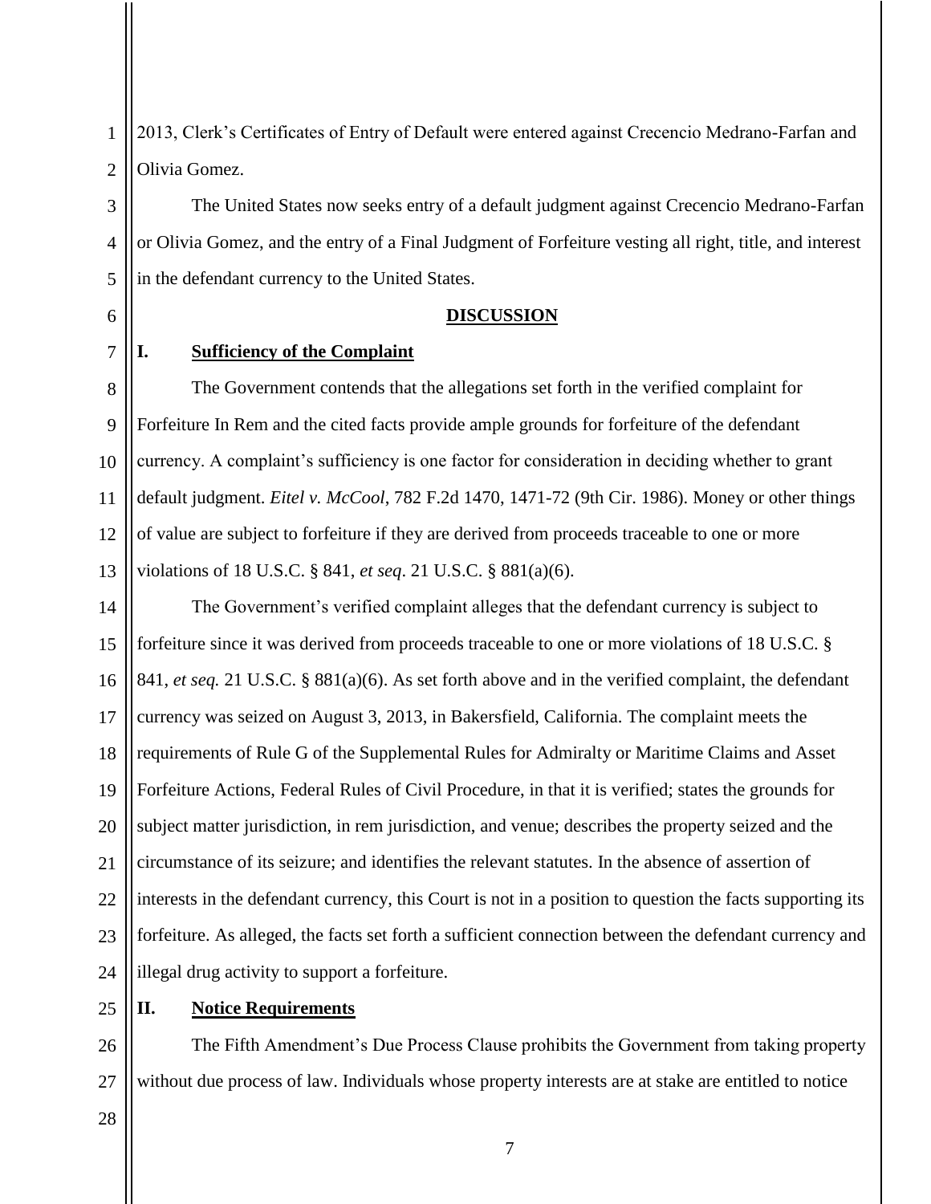2013, Clerk's Certificates of Entry of Default were entered against Crecencio Medrano-Farfan and Olivia Gomez.

The United States now seeks entry of a default judgment against Crecencio Medrano-Farfan or Olivia Gomez, and the entry of a Final Judgment of Forfeiture vesting all right, title, and interest in the defendant currency to the United States.

## DISCUSSION

### I. Sufficiency of the Complaint

The Government contends that the allegations set forth in the verified complaint for Forfeiture In Rem and the cited facts provide ample grounds for forfeiture of the defendant currency. A complaint's sufficiency is one factor for consideration in deciding whether to grant default judgment. *Eitel v. McCool*, 782 F.2d 1470, 1471-72 (9th Cir. 1986). Money or other things of value are subject to forfeiture if they are derived from proceeds traceable to one or more violations of 18 U.S.C. § 841, *et seq*. 21 U.S.C. § 881(a)(6).

The Government's verified complaint alleges that the defendant currency is subject to forfeiture since it was derived from proceeds traceable to one or more violations of 18 U.S.C. § 841, *et seq.* 21 U.S.C. § 881(a)(6). As set forth above and in the verified complaint, the defendant currency was seized on August 3, 2013, in Bakersfield, California. The complaint meets the requirements of Rule G of the Supplemental Rules for Admiralty or Maritime Claims and Asset Forfeiture Actions, Federal Rules of Civil Procedure, in that it is verified; states the grounds for subject matter jurisdiction, in rem jurisdiction, and venue; describes the property seized and the circumstance of its seizure; and identifies the relevant statutes. In the absence of assertion of interests in the defendant currency, this Court is not in a position to question the facts supporting its forfeiture. As alleged, the facts set forth a sufficient connection between the defendant currency and illegal drug activity to support a forfeiture.

### II. Notice Requirements

The Fifth Amendment's Due Process Clause prohibits the Government from taking property without due process of law. Individuals whose property interests are at stake are entitled to notice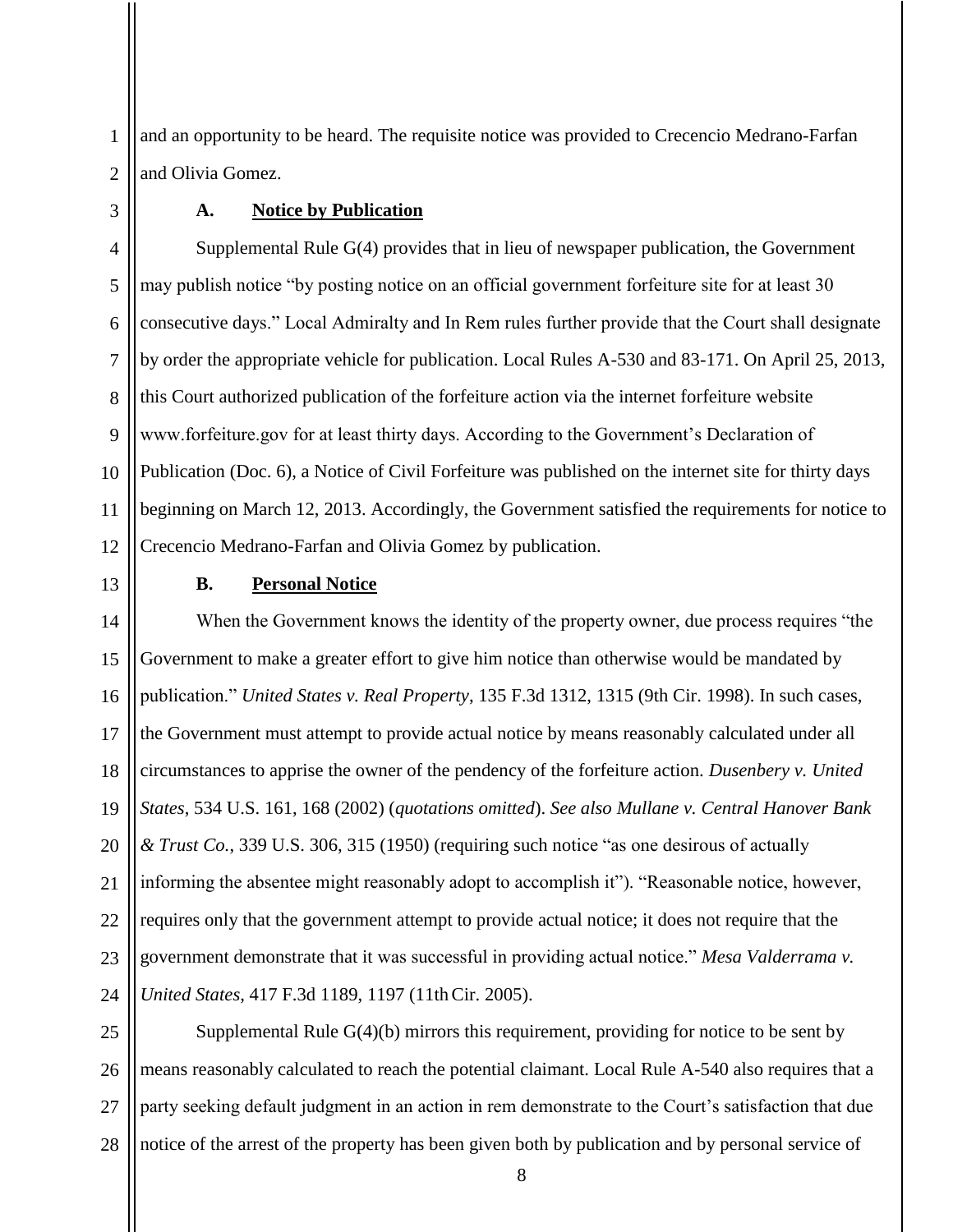and an opportunity to be heard. The requisite notice was provided to Crecencio Medrano-Farfan and Olivia Gomez.

### A. Notice by Publication

Supplemental Rule G(4) provides that in lieu of newspaper publication, the Government may publish notice "by posting notice on an official government forfeiture site for at least 30 consecutive days." Local Admiralty and In Rem rules further provide that the Court shall designate by order the appropriate vehicle for publication. Local Rules A-530 and 83-171. On April 25, 2013, this Court authorized publication of the forfeiture action via the internet forfeiture website www.forfeiture.gov for at least thirty days. According to the Government's Declaration of Publication (Doc. 6), a Notice of Civil Forfeiture was published on the internet site for thirty days beginning on March 12, 2013. Accordingly, the Government satisfied the requirements for notice to Crecencio Medrano-Farfan and Olivia Gomez by publication.

### B. Personal Notice

When the Government knows the identity of the property owner, due process requires "the Government to make a greater effort to give him notice than otherwise would be mandated by publication." *United States v. Real Property*, 135 F.3d 1312, 1315 (9th Cir. 1998). In such cases, the Government must attempt to provide actual notice by means reasonably calculated under all circumstances to apprise the owner of the pendency of the forfeiture action. *Dusenbery v. United States*, 534 U.S. 161, 168 (2002) (*quotations omitted*). *See also Mullane v. Central Hanover Bank & Trust Co.*, 339 U.S. 306, 315 (1950) (requiring such notice "as one desirous of actually informing the absentee might reasonably adopt to accomplish it"). "Reasonable notice, however, requires only that the government attempt to provide actual notice; it does not require that the government demonstrate that it was successful in providing actual notice." *Mesa Valderrama v. United States*, 417 F.3d 1189, 1197 (11th Cir. 2005).

Supplemental Rule G(4)(b) mirrors this requirement, providing for notice to be sent by means reasonably calculated to reach the potential claimant. Local Rule A-540 also requires that a party seeking default judgment in an action in rem demonstrate to the Court's satisfaction that due notice of the arrest of the property has been given both by publication and by personal service of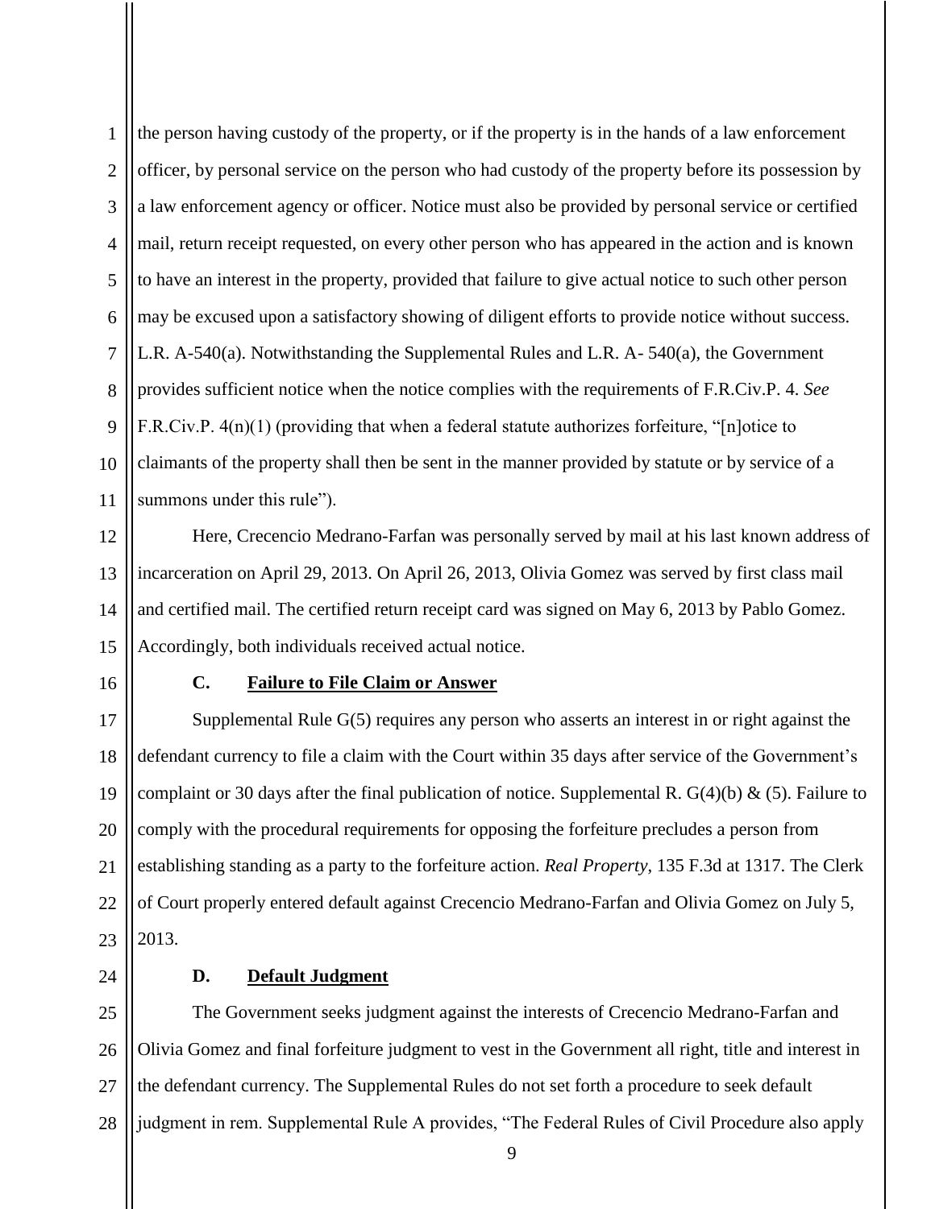the person having custody of the property, or if the property is in the hands of a law enforcement officer, by personal service on the person who had custody of the property before its possession by a law enforcement agency or officer. Notice must also be provided by personal service or certified mail, return receipt requested, on every other person who has appeared in the action and is known to have an interest in the property, provided that failure to give actual notice to such other person may be excused upon a satisfactory showing of diligent efforts to provide notice without success. L.R. A-540(a). Notwithstanding the Supplemental Rules and L.R. A- 540(a), the Government provides sufficient notice when the notice complies with the requirements of F.R.Civ.P. 4. *See* F.R.Civ.P. 4(n)(1) (providing that when a federal statute authorizes forfeiture, "[n]otice to claimants of the property shall then be sent in the manner provided by statute or by service of a summons under this rule").

Here, Crecencio Medrano-Farfan was personally served by mail at his last known address of incarceration on April 29, 2013. On April 26, 2013, Olivia Gomez was served by first class mail and certified mail. The certified return receipt card was signed on May 6, 2013 by Pablo Gomez. Accordingly, both individuals received actual notice.

### C. Failure to File Claim or Answer

Supplemental Rule G(5) requires any person who asserts an interest in or right against the defendant currency to file a claim with the Court within 35 days after service of the Government's complaint or 30 days after the final publication of notice. Supplemental R. G(4)(b) & (5). Failure to comply with the procedural requirements for opposing the forfeiture precludes a person from establishing standing as a party to the forfeiture action. *Real Property*, 135 F.3d at 1317. The Clerk of Court properly entered default against Crecencio Medrano-Farfan and Olivia Gomez on July 5, 2013.

### D. Default Judgment

The Government seeks judgment against the interests of Crecencio Medrano-Farfan and Olivia Gomez and final forfeiture judgment to vest in the Government all right, title and interest in the defendant currency. The Supplemental Rules do not set forth a procedure to seek default judgment in rem. Supplemental Rule A provides, "The Federal Rules of Civil Procedure also apply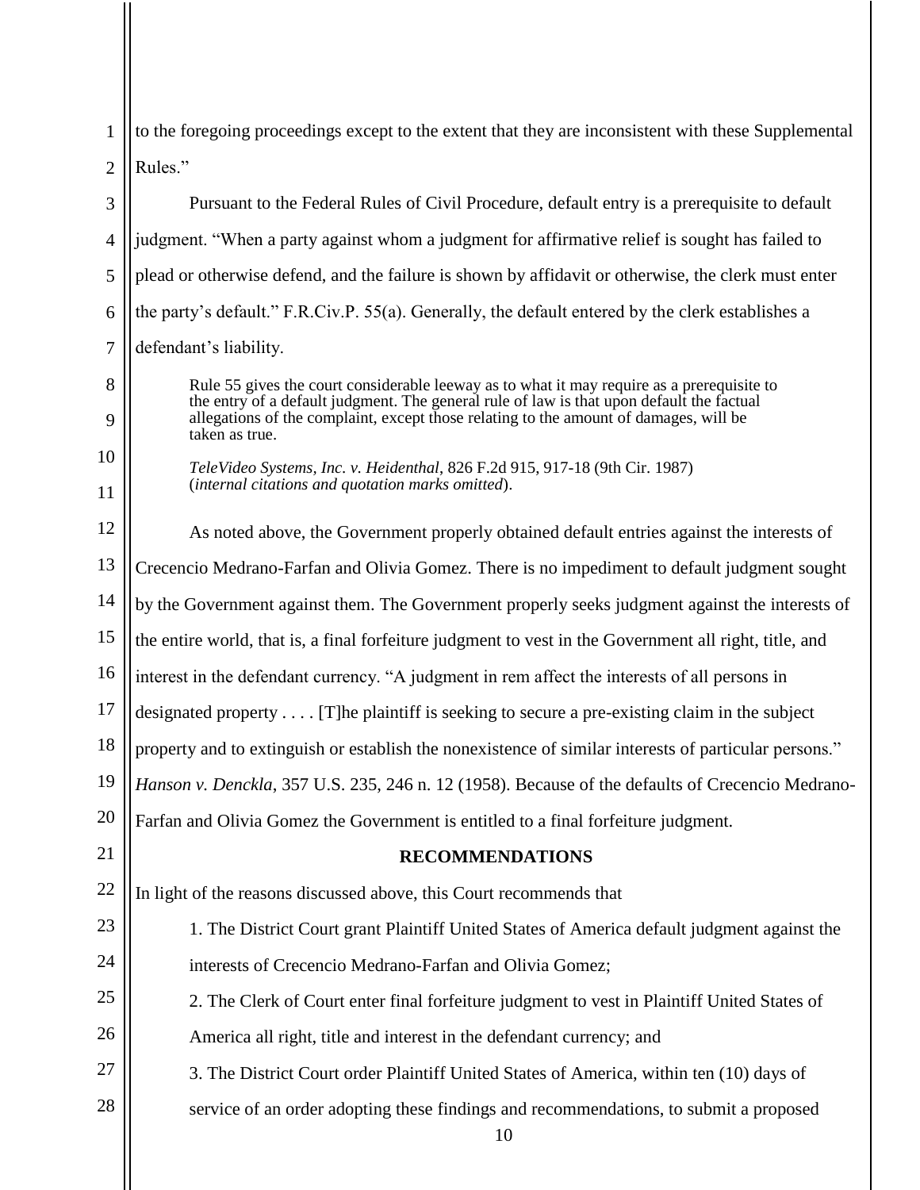to the foregoing proceedings except to the extent that they are inconsistent with these Supplemental Rules."

Pursuant to the Federal Rules of Civil Procedure, default entry is a prerequisite to default judgment. "When a party against whom a judgment for affirmative relief is sought has failed to plead or otherwise defend, and the failure is shown by affidavit or otherwise, the clerk must enter the party's default." F.R.Civ.P. 55(a). Generally, the default entered by the clerk establishes a defendant's liability.

> Rule 55 gives the court considerable leeway as to what it may require as a prerequisite to the entry of a default judgment. The general rule of law is that upon default the factual allegations of the complaint, except those relating to the amount of damages, will be taken as true.
>
> *TeleVideo Systems, Inc. v. Heidenthal*, 826 F.2d 915, 917-18 (9th Cir. 1987) (*internal citations and quotation marks omitted*).

As noted above, the Government properly obtained default entries against the interests of Crecencio Medrano-Farfan and Olivia Gomez. There is no impediment to default judgment sought by the Government against them. The Government properly seeks judgment against the interests of the entire world, that is, a final forfeiture judgment to vest in the Government all right, title, and interest in the defendant currency. "A judgment in rem affect the interests of all persons in designated property . . . . [T]he plaintiff is seeking to secure a pre-existing claim in the subject property and to extinguish or establish the nonexistence of similar interests of particular persons." *Hanson v. Denckla*, 357 U.S. 235, 246 n. 12 (1958). Because of the defaults of Crecencio Medrano-Farfan and Olivia Gomez the Government is entitled to a final forfeiture judgment.

**RECOMMENDATIONS**

In light of the reasons discussed above, this Court recommends that

1. The District Court grant Plaintiff United States of America default judgment against the interests of Crecencio Medrano-Farfan and Olivia Gomez;
2. The Clerk of Court enter final forfeiture judgment to vest in Plaintiff United States of America all right, title and interest in the defendant currency; and
3. The District Court order Plaintiff United States of America, within ten (10) days of service of an order adopting these findings and recommendations, to submit a proposed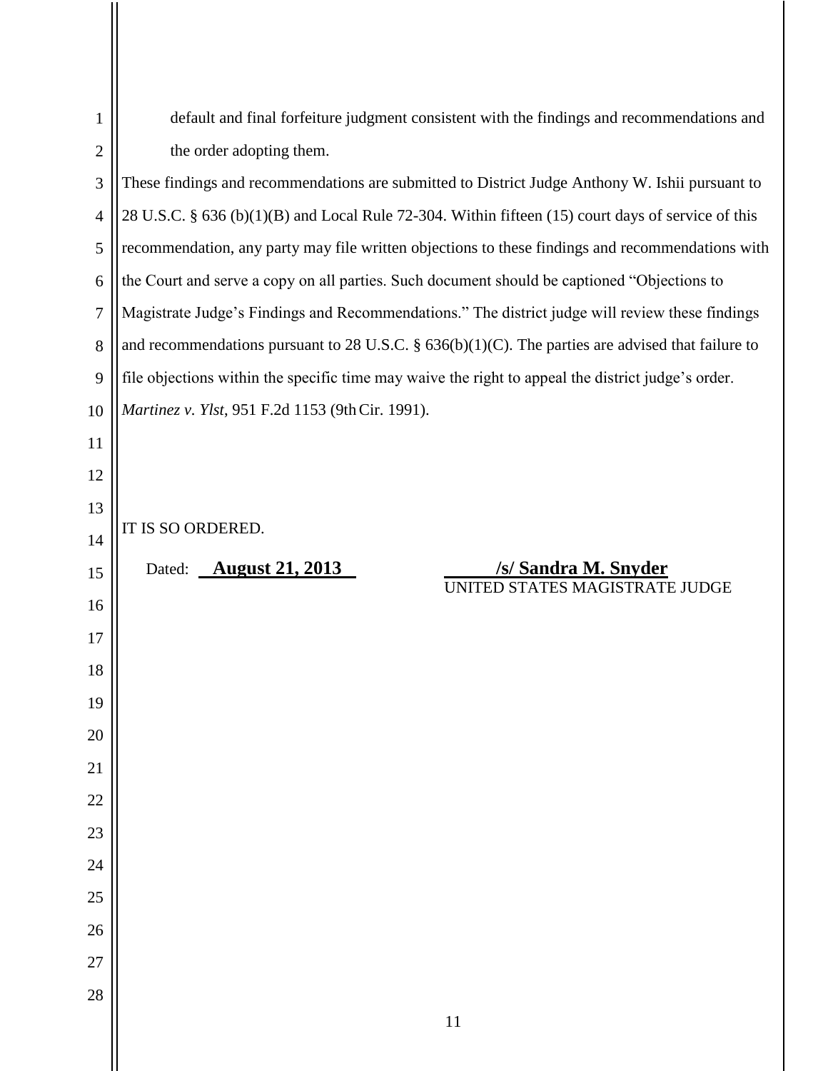default and final forfeiture judgment consistent with the findings and recommendations and the order adopting them.

These findings and recommendations are submitted to District Judge Anthony W. Ishii pursuant to 28 U.S.C. § 636 (b)(1)(B) and Local Rule 72-304. Within fifteen (15) court days of service of this recommendation, any party may file written objections to these findings and recommendations with the Court and serve a copy on all parties. Such document should be captioned "Objections to Magistrate Judge's Findings and Recommendations." The district judge will review these findings and recommendations pursuant to 28 U.S.C. § 636(b)(1)(C). The parties are advised that failure to file objections within the specific time may waive the right to appeal the district judge's order. *Martinez v. Ylst*, 951 F.2d 1153 (9th Cir. 1991).

IT IS SO ORDERED.

Dated: **August 21, 2013**

**/s/ Sandra M. Snyder**
UNITED STATES MAGISTRATE JUDGE